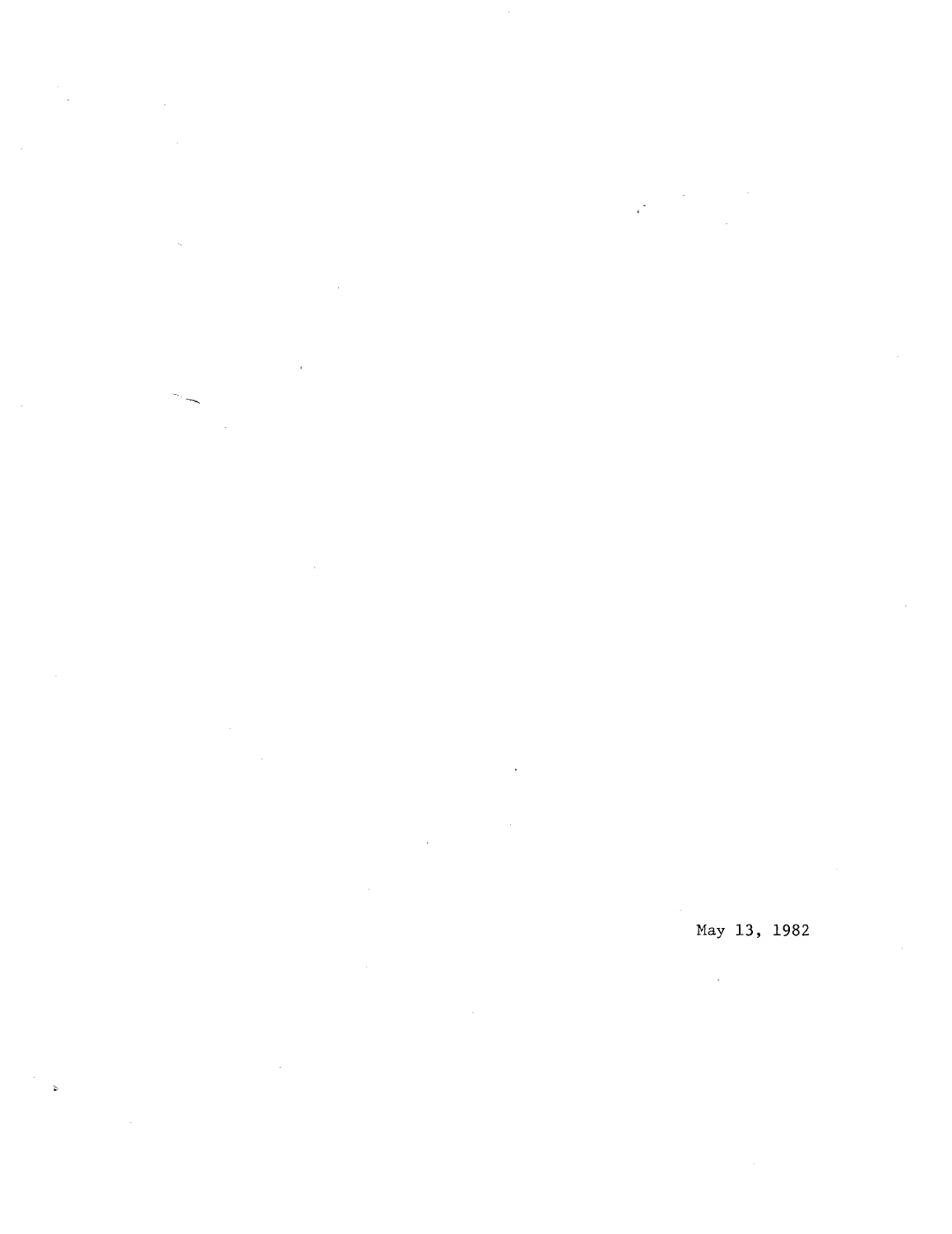May 13, 1982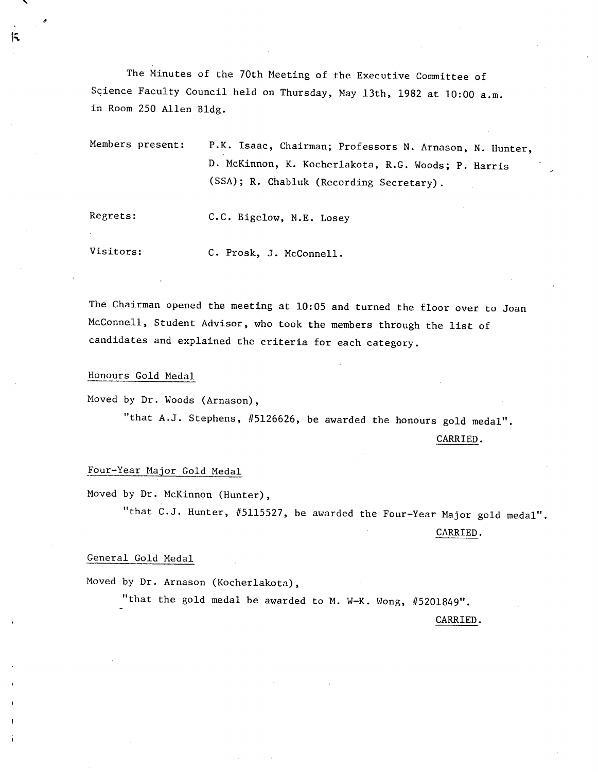The Minutes of the 70th Meeting of the Executive Committee of Science Faculty Council held on Thursday, May 13th, 1982 at 10:00 a.m. in Room 250 Allen Bldg.

| | |
|---|---|
| Members present: | P.K. Isaac, Chairman; Professors N. Arnason, N. Hunter, D. McKinnon, K. Kocherlakota, R.G. Woods; P. Harris (SSA); R. Chabluk (Recording Secretary). |
| Regrets: | C.C. Bigelow, N.E. Losey |
| Visitors: | C. Prosk, J. McConnell. |

The Chairman opened the meeting at 10:05 and turned the floor over to Joan McConnell, Student Advisor, who took the members through the list of candidates and explained the criteria for each category.

Honours Gold Medal

Moved by Dr. Woods (Arnason),

"that A.J. Stephens, #5126626, be awarded the honours gold medal".

CARRIED.

Four-Year Major Gold Medal

Moved by Dr. McKinnon (Hunter),

"that C.J. Hunter, #5115527, be awarded the Four-Year Major gold medal".

CARRIED.

General Gold Medal

Moved by Dr. Arnason (Kocherlakota),

"that the gold medal be awarded to M. W-K. Wong, #5201849".

CARRIED.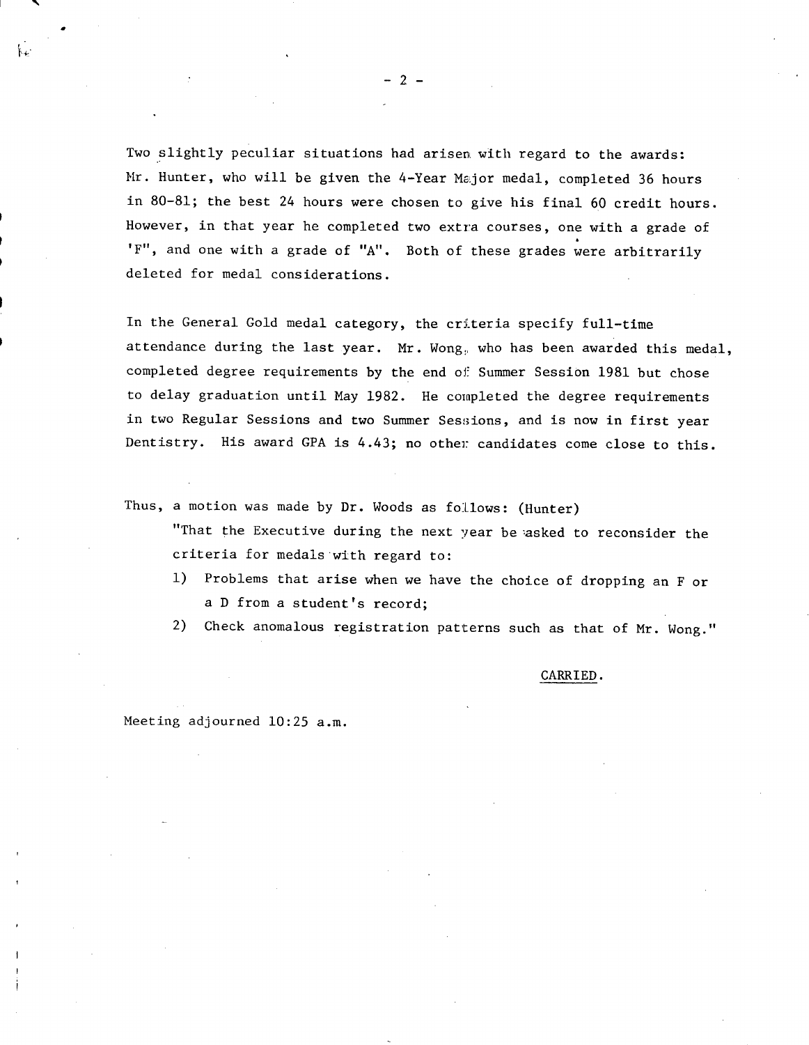Two slightly peculiar situations had arisen with regard to the awards: Mr. Hunter, who will be given the 4-Year Major medal, completed 36 hours in 80-81; the best 24 hours were chosen to give his final 60 credit hours. However, in that year he completed two extra courses, one with a grade of 'F", and one with a grade of "A". Both of these grades were arbitrarily deleted for medal considerations.

In the General Gold medal category, the criteria specify full-time attendance during the last year. Mr. Wong, who has been awarded this medal, completed degree requirements by the end of Summer Session 1981 but chose to delay graduation until May 1982. He completed the degree requirements in two Regular Sessions and two Summer Sessions, and is now in first year Dentistry. His award GPA is 4.43; no other candidates come close to this.

Thus, a motion was made by Dr. Woods as follows: (Hunter)

> "That the Executive during the next year be asked to reconsider the criteria for medals with regard to:
>
> 1) Problems that arise when we have the choice of dropping an F or a D from a student's record;
> 2) Check anomalous registration patterns such as that of Mr. Wong."

CARRIED.

Meeting adjourned 10:25 a.m.